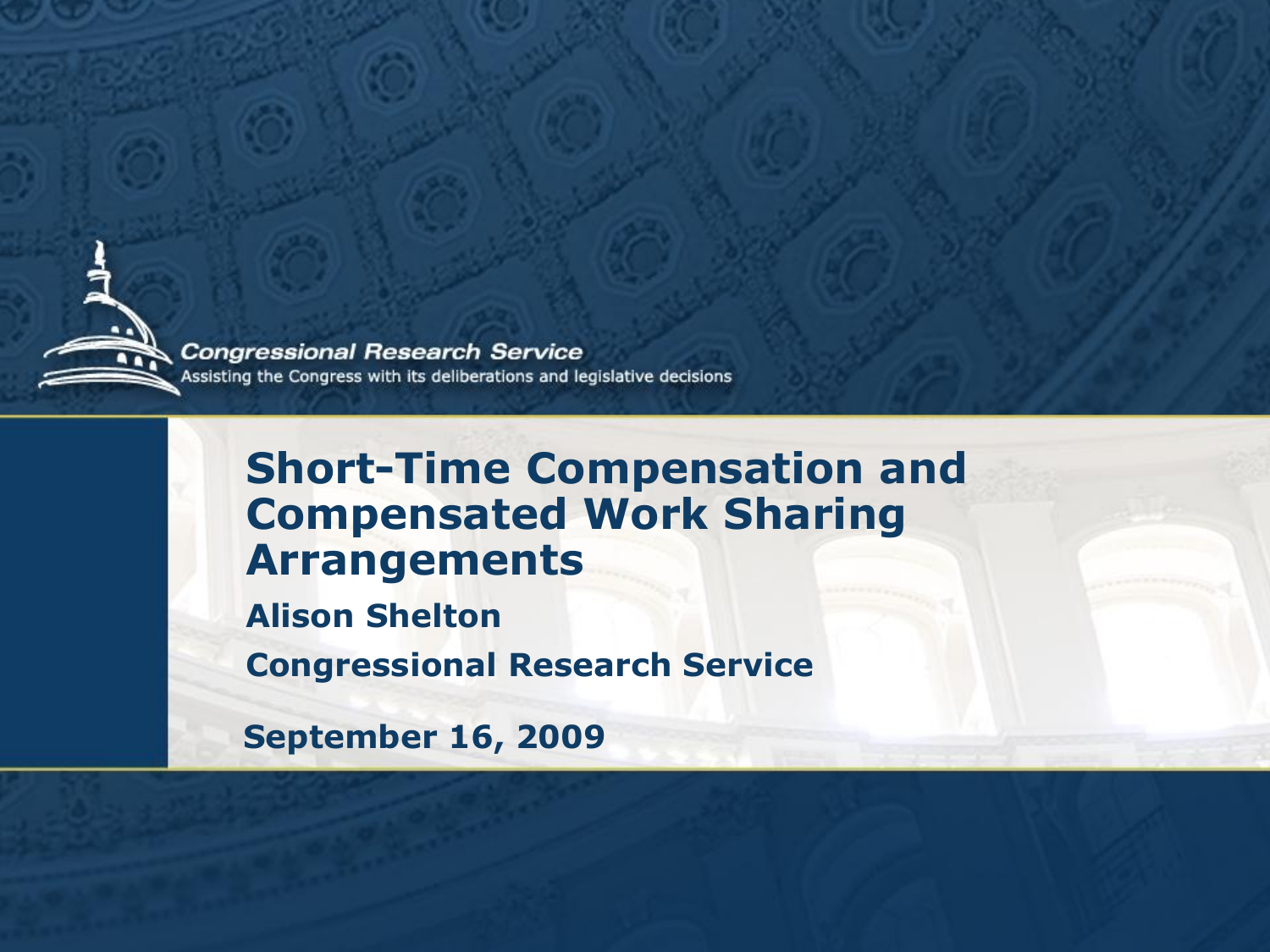Congressional Research Service

Assisting the Congress with its deliberations and legislative decisions

# Short-Time Compensation and Compensated Work Sharing Arrangements

**Alison Shelton**

**Congressional Research Service**

**September 16, 2009**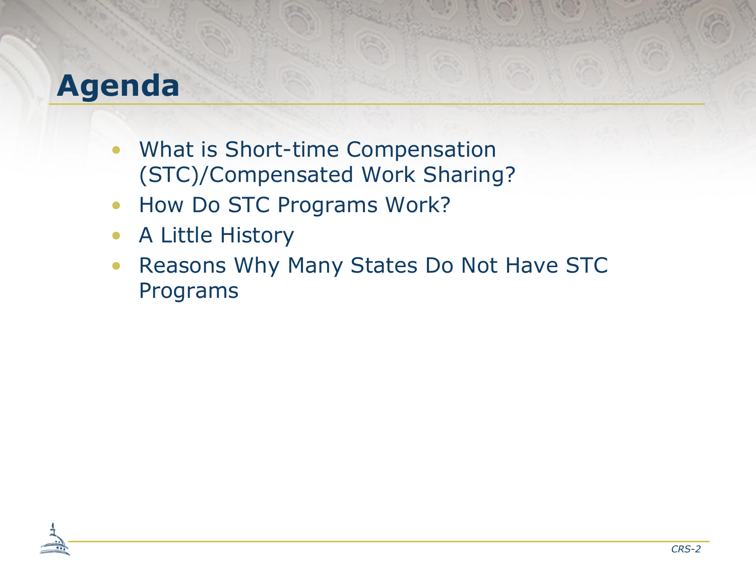# Agenda

- What is Short-time Compensation (STC)/Compensated Work Sharing?
- How Do STC Programs Work?
- A Little History
- Reasons Why Many States Do Not Have STC Programs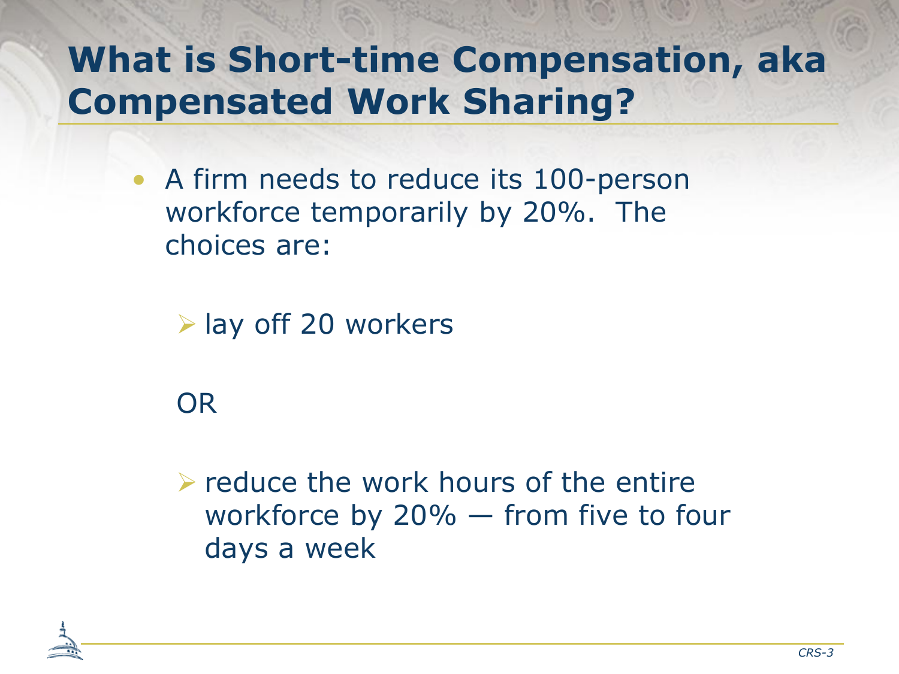# What is Short-time Compensation, aka Compensated Work Sharing?

- A firm needs to reduce its 100-person workforce temporarily by 20%. The choices are:
  - lay off 20 workers

  OR

  - reduce the work hours of the entire workforce by 20% — from five to four days a week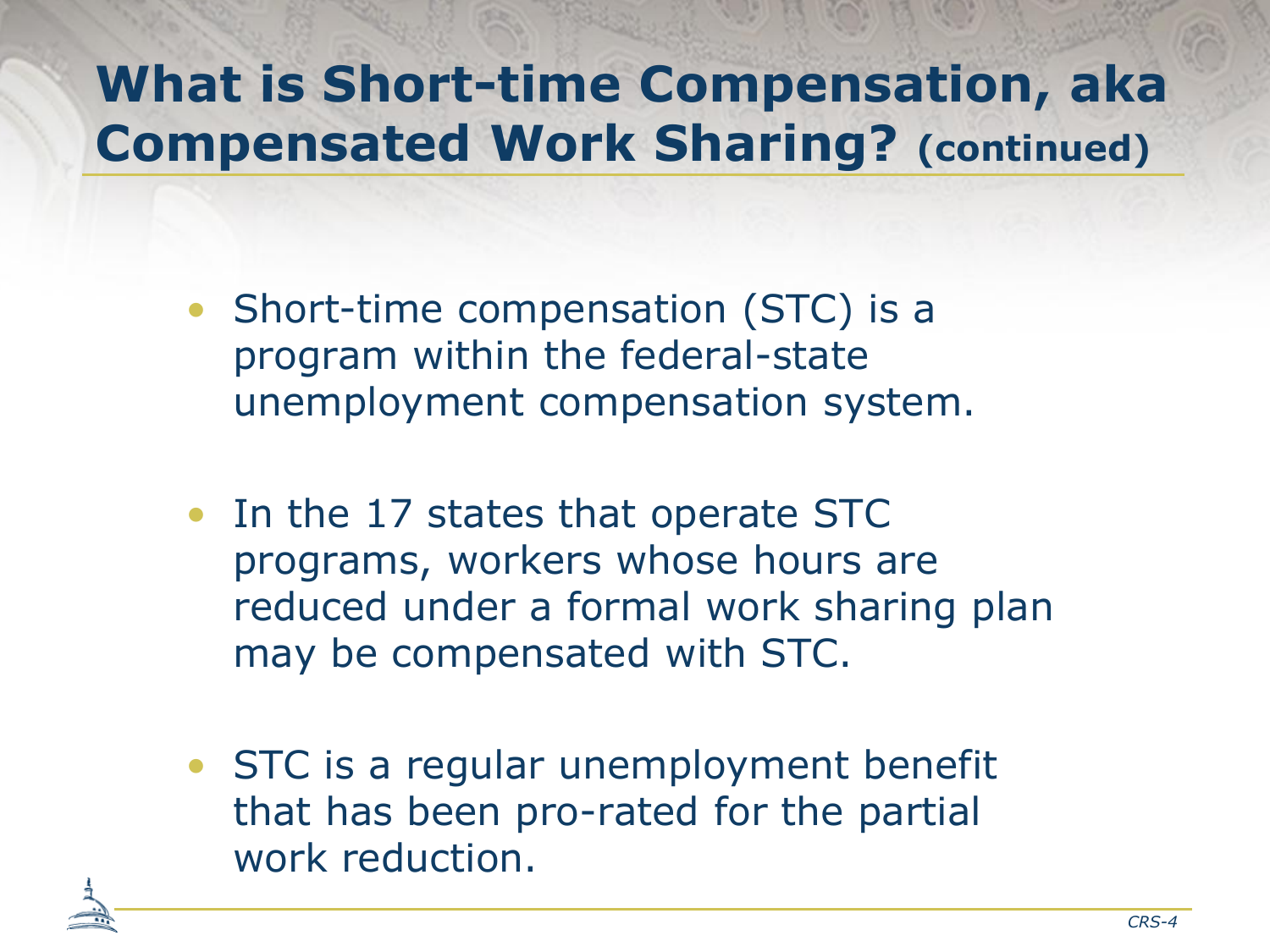# What is Short-time Compensation, aka Compensated Work Sharing? (continued)

- Short-time compensation (STC) is a program within the federal-state unemployment compensation system.
- In the 17 states that operate STC programs, workers whose hours are reduced under a formal work sharing plan may be compensated with STC.
- STC is a regular unemployment benefit that has been pro-rated for the partial work reduction.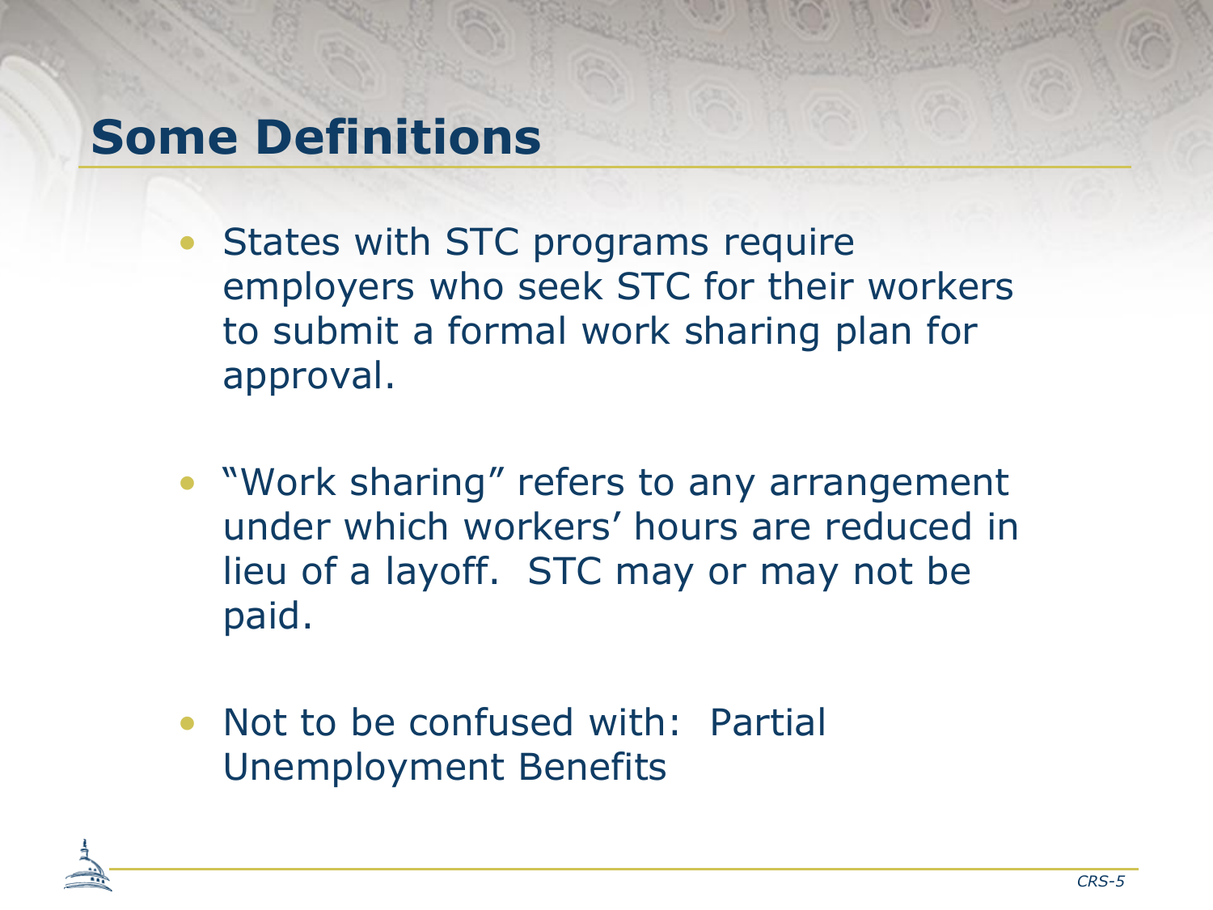# Some Definitions

- States with STC programs require employers who seek STC for their workers to submit a formal work sharing plan for approval.

- "Work sharing" refers to any arrangement under which workers' hours are reduced in lieu of a layoff. STC may or may not be paid.

- Not to be confused with: Partial Unemployment Benefits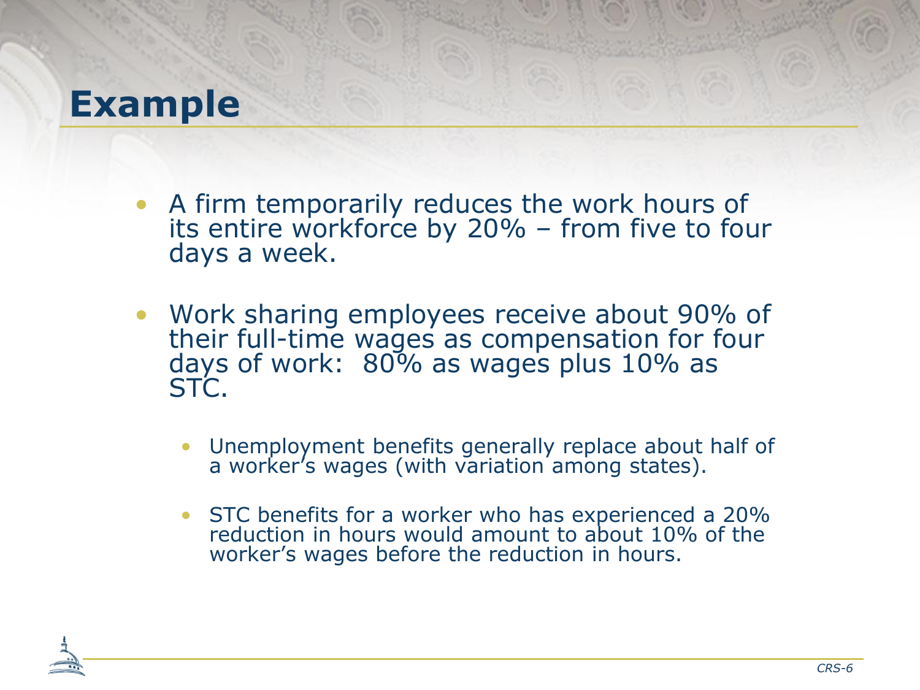# Example

- A firm temporarily reduces the work hours of its entire workforce by 20% – from five to four days a week.
- Work sharing employees receive about 90% of their full-time wages as compensation for four days of work: 80% as wages plus 10% as STC.
  - Unemployment benefits generally replace about half of a worker's wages (with variation among states).
  - STC benefits for a worker who has experienced a 20% reduction in hours would amount to about 10% of the worker's wages before the reduction in hours.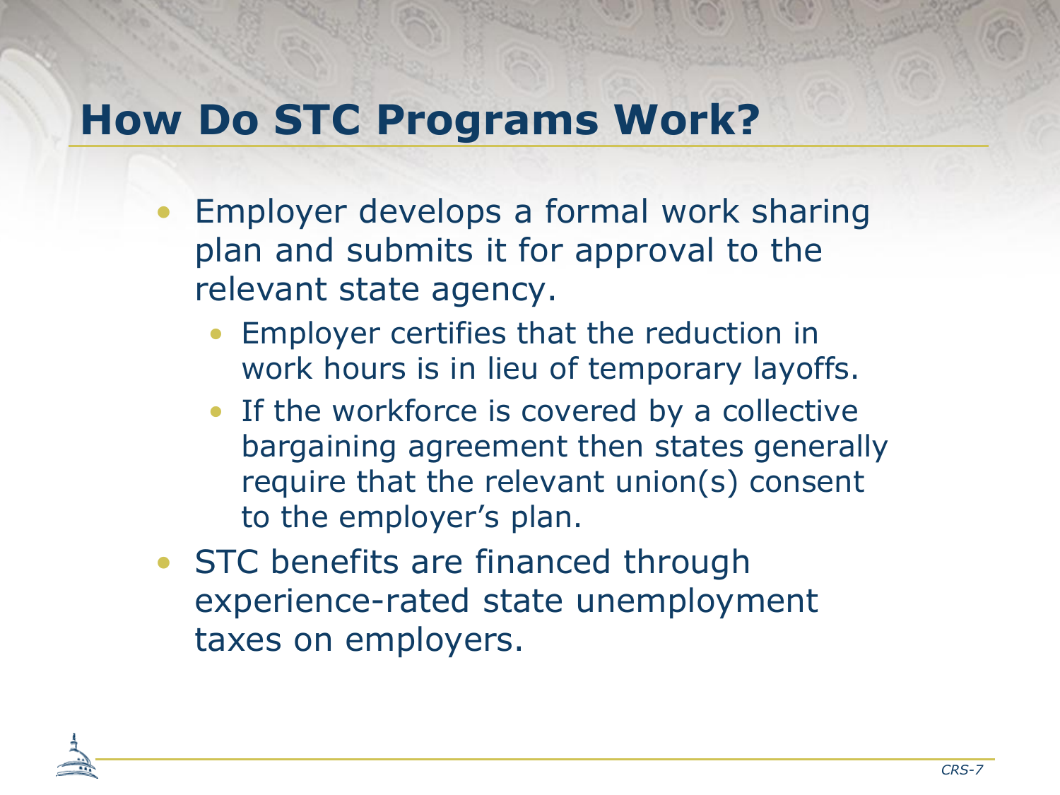# How Do STC Programs Work?

- Employer develops a formal work sharing plan and submits it for approval to the relevant state agency.
  - Employer certifies that the reduction in work hours is in lieu of temporary layoffs.
  - If the workforce is covered by a collective bargaining agreement then states generally require that the relevant union(s) consent to the employer's plan.
- STC benefits are financed through experience-rated state unemployment taxes on employers.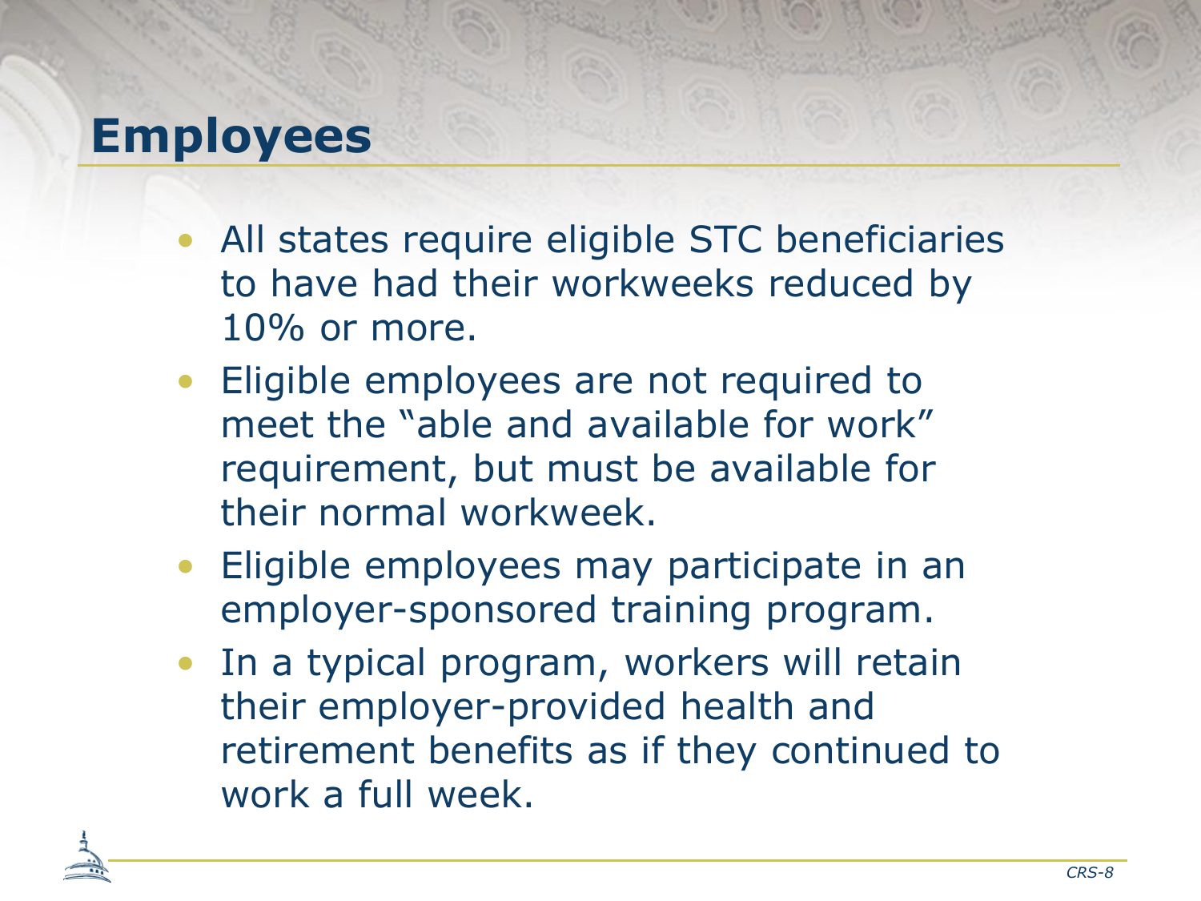# Employees

- All states require eligible STC beneficiaries to have had their workweeks reduced by 10% or more.
- Eligible employees are not required to meet the “able and available for work” requirement, but must be available for their normal workweek.
- Eligible employees may participate in an employer-sponsored training program.
- In a typical program, workers will retain their employer-provided health and retirement benefits as if they continued to work a full week.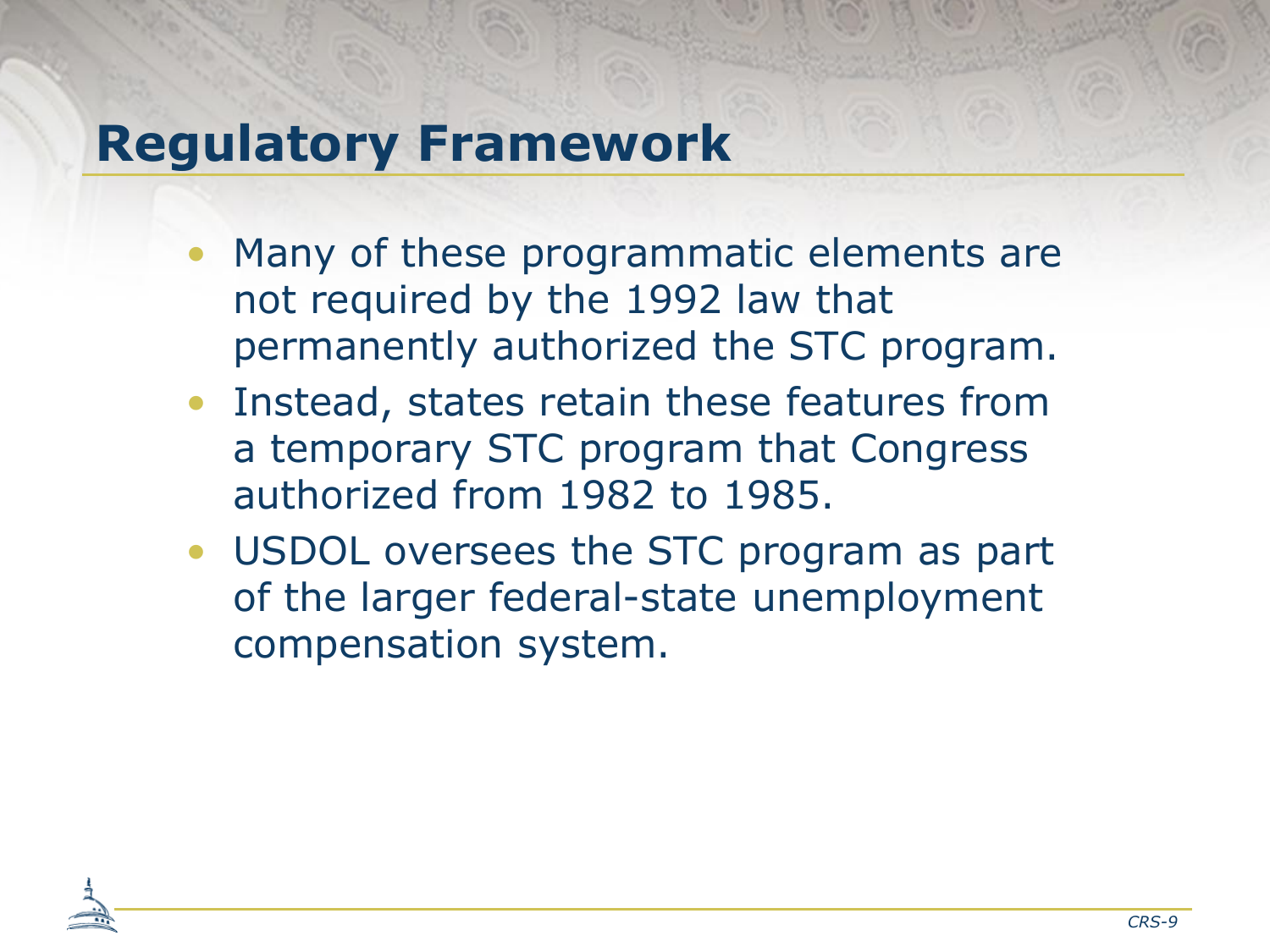# Regulatory Framework

- Many of these programmatic elements are not required by the 1992 law that permanently authorized the STC program.
- Instead, states retain these features from a temporary STC program that Congress authorized from 1982 to 1985.
- USDOL oversees the STC program as part of the larger federal-state unemployment compensation system.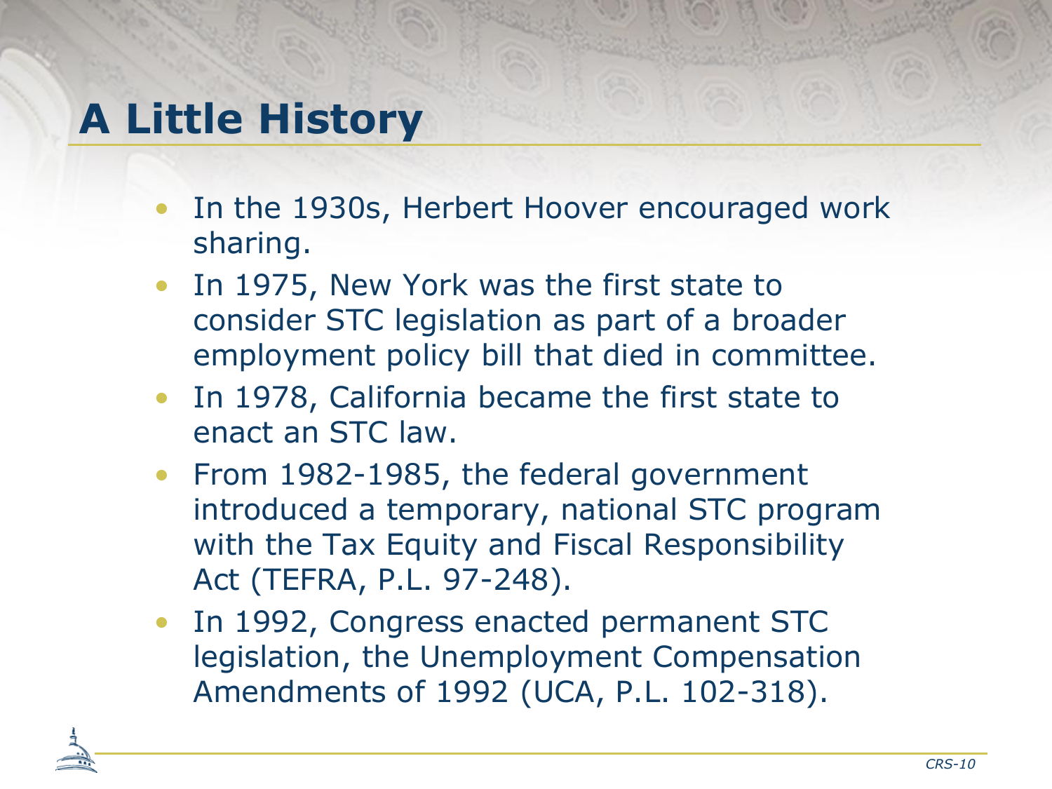# A Little History

- In the 1930s, Herbert Hoover encouraged work sharing.
- In 1975, New York was the first state to consider STC legislation as part of a broader employment policy bill that died in committee.
- In 1978, California became the first state to enact an STC law.
- From 1982-1985, the federal government introduced a temporary, national STC program with the Tax Equity and Fiscal Responsibility Act (TEFRA, P.L. 97-248).
- In 1992, Congress enacted permanent STC legislation, the Unemployment Compensation Amendments of 1992 (UCA, P.L. 102-318).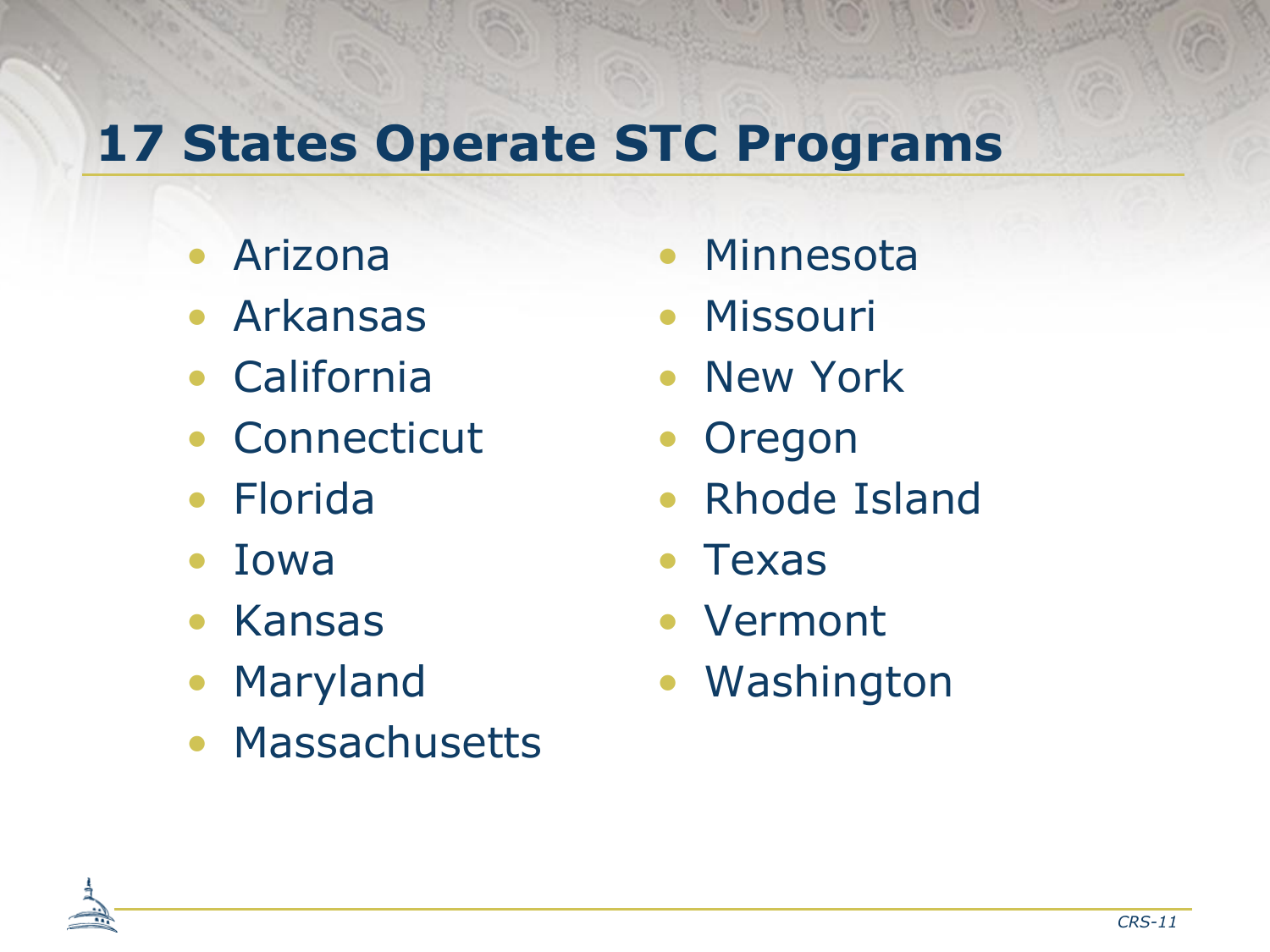# 17 States Operate STC Programs

- Arizona
- Arkansas
- California
- Connecticut
- Florida
- Iowa
- Kansas
- Maryland
- Massachusetts
- Minnesota
- Missouri
- New York
- Oregon
- Rhode Island
- Texas
- Vermont
- Washington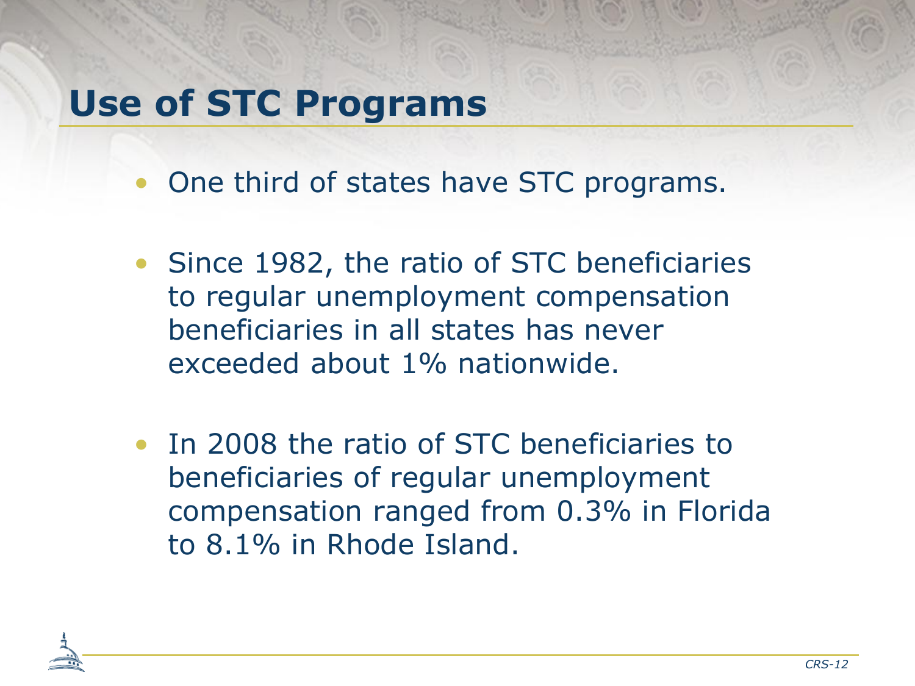# Use of STC Programs

- One third of states have STC programs.
- Since 1982, the ratio of STC beneficiaries to regular unemployment compensation beneficiaries in all states has never exceeded about 1% nationwide.
- In 2008 the ratio of STC beneficiaries to beneficiaries of regular unemployment compensation ranged from 0.3% in Florida to 8.1% in Rhode Island.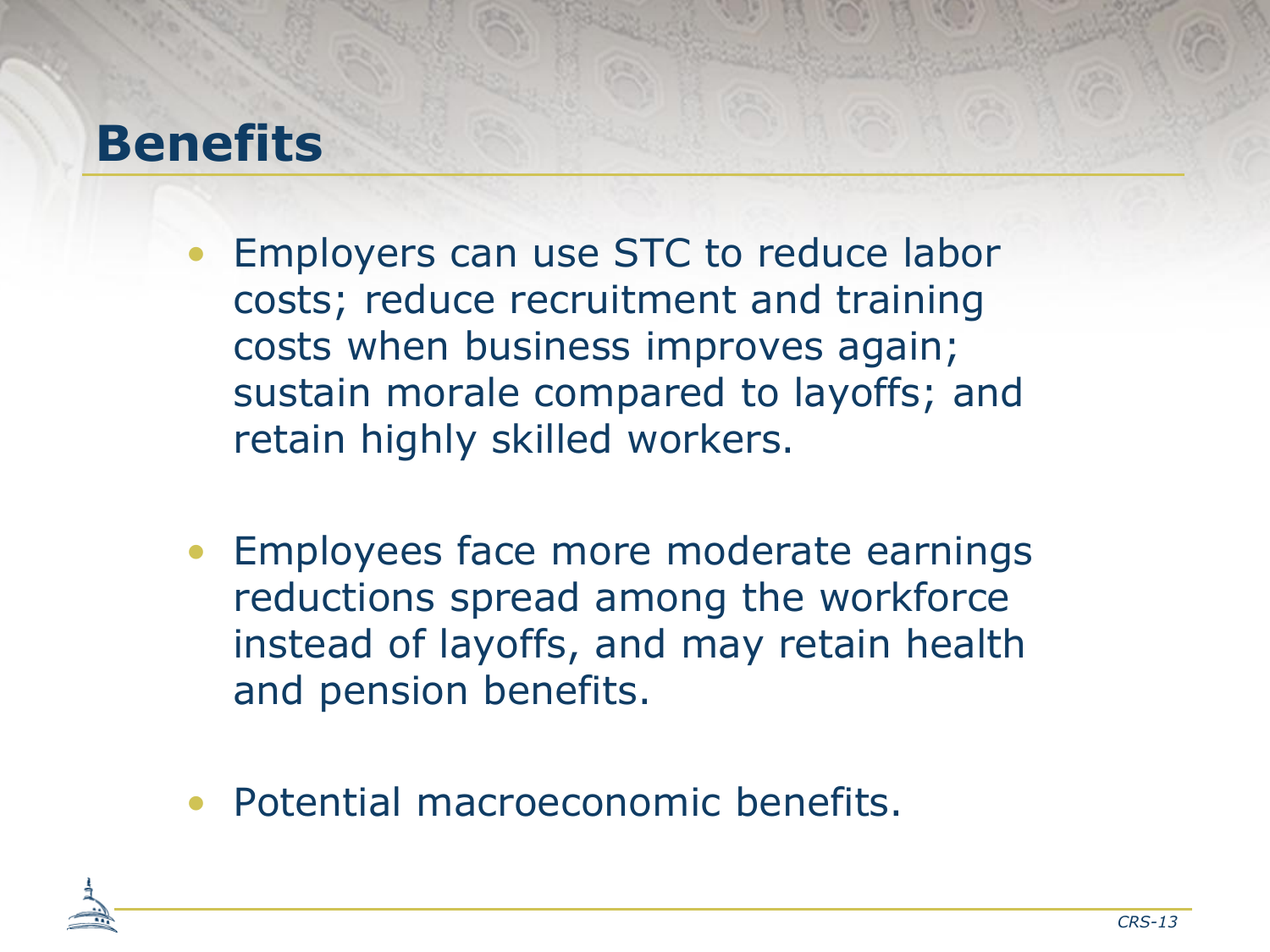# Benefits

- Employers can use STC to reduce labor costs; reduce recruitment and training costs when business improves again; sustain morale compared to layoffs; and retain highly skilled workers.

- Employees face more moderate earnings reductions spread among the workforce instead of layoffs, and may retain health and pension benefits.

- Potential macroeconomic benefits.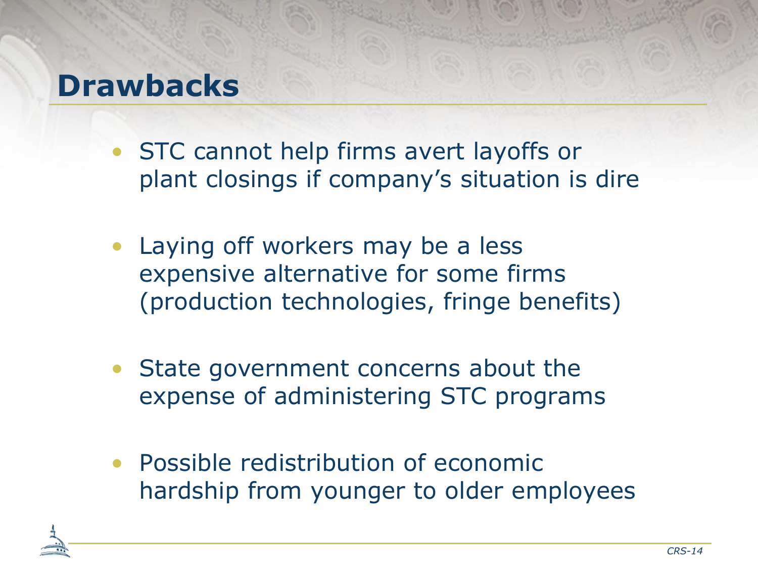# Drawbacks

- STC cannot help firms avert layoffs or plant closings if company's situation is dire
- Laying off workers may be a less expensive alternative for some firms (production technologies, fringe benefits)
- State government concerns about the expense of administering STC programs
- Possible redistribution of economic hardship from younger to older employees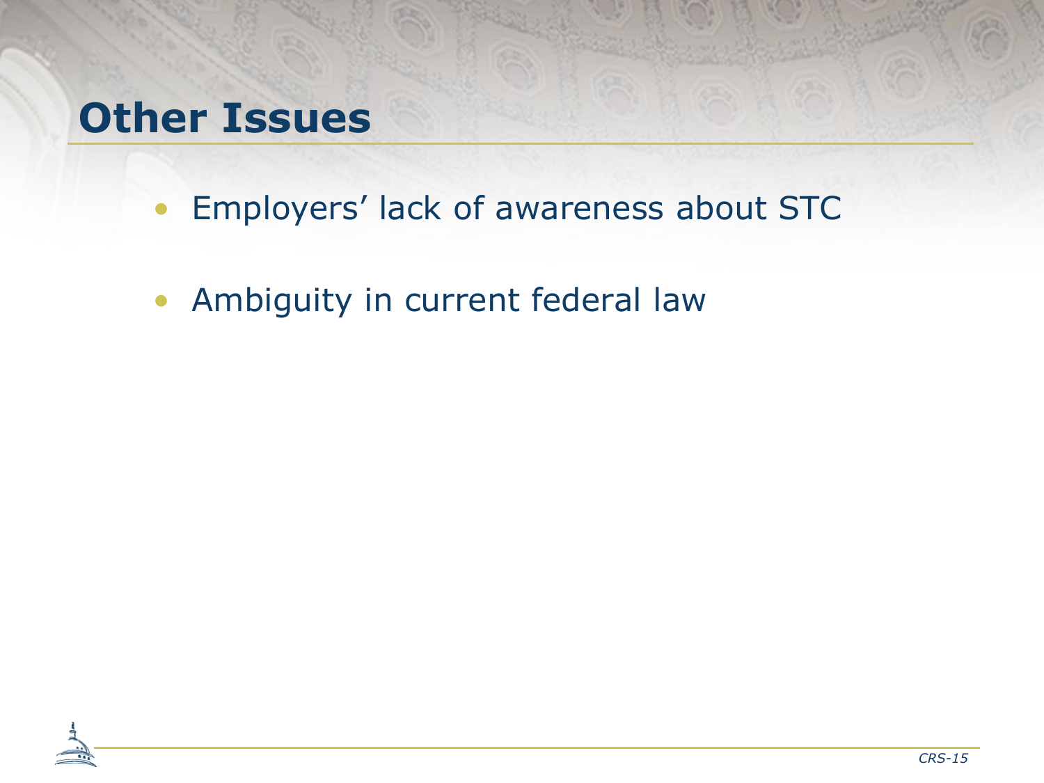# Other Issues

- Employers' lack of awareness about STC
- Ambiguity in current federal law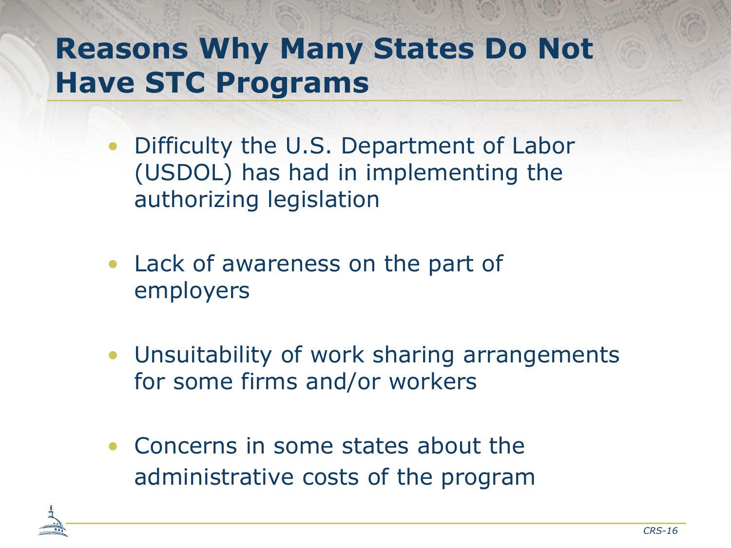# Reasons Why Many States Do Not Have STC Programs

- Difficulty the U.S. Department of Labor (USDOL) has had in implementing the authorizing legislation
- Lack of awareness on the part of employers
- Unsuitability of work sharing arrangements for some firms and/or workers
- Concerns in some states about the administrative costs of the program